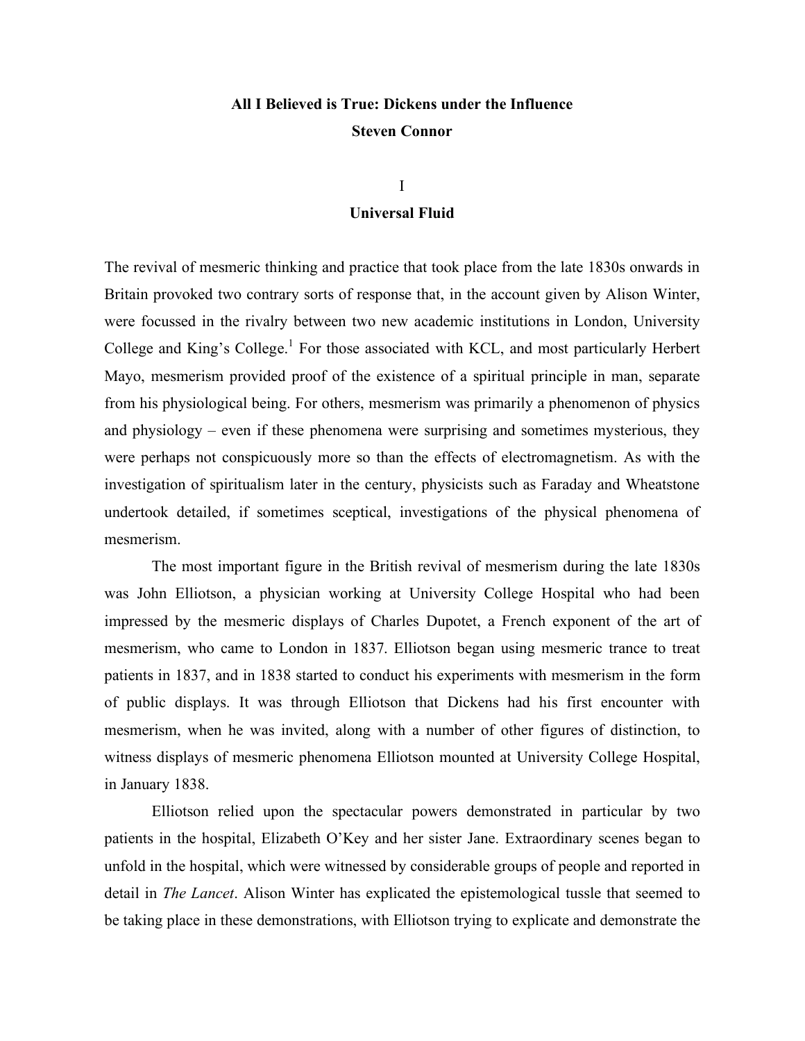# All I Believed is True: Dickens under the Influence

**Steven Connor**

## I

## Universal Fluid

The revival of mesmeric thinking and practice that took place from the late 1830s onwards in Britain provoked two contrary sorts of response that, in the account given by Alison Winter, were focussed in the rivalry between two new academic institutions in London, University College and King's College.[1] For those associated with KCL, and most particularly Herbert Mayo, mesmerism provided proof of the existence of a spiritual principle in man, separate from his physiological being. For others, mesmerism was primarily a phenomenon of physics and physiology – even if these phenomena were surprising and sometimes mysterious, they were perhaps not conspicuously more so than the effects of electromagnetism. As with the investigation of spiritualism later in the century, physicists such as Faraday and Wheatstone undertook detailed, if sometimes sceptical, investigations of the physical phenomena of mesmerism.

The most important figure in the British revival of mesmerism during the late 1830s was John Elliotson, a physician working at University College Hospital who had been impressed by the mesmeric displays of Charles Dupotet, a French exponent of the art of mesmerism, who came to London in 1837. Elliotson began using mesmeric trance to treat patients in 1837, and in 1838 started to conduct his experiments with mesmerism in the form of public displays. It was through Elliotson that Dickens had his first encounter with mesmerism, when he was invited, along with a number of other figures of distinction, to witness displays of mesmeric phenomena Elliotson mounted at University College Hospital, in January 1838.

Elliotson relied upon the spectacular powers demonstrated in particular by two patients in the hospital, Elizabeth O'Key and her sister Jane. Extraordinary scenes began to unfold in the hospital, which were witnessed by considerable groups of people and reported in detail in *The Lancet*. Alison Winter has explicated the epistemological tussle that seemed to be taking place in these demonstrations, with Elliotson trying to explicate and demonstrate the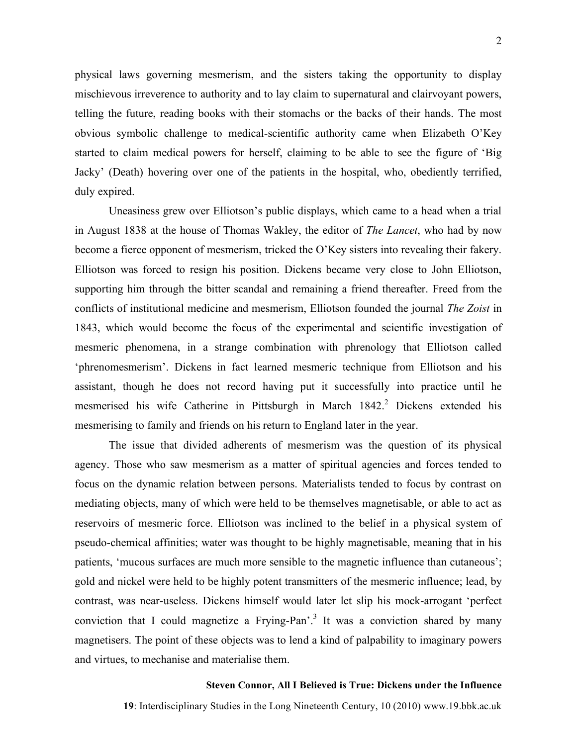physical laws governing mesmerism, and the sisters taking the opportunity to display mischievous irreverence to authority and to lay claim to supernatural and clairvoyant powers, telling the future, reading books with their stomachs or the backs of their hands. The most obvious symbolic challenge to medical-scientific authority came when Elizabeth O'Key started to claim medical powers for herself, claiming to be able to see the figure of 'Big Jacky' (Death) hovering over one of the patients in the hospital, who, obediently terrified, duly expired.

Uneasiness grew over Elliotson's public displays, which came to a head when a trial in August 1838 at the house of Thomas Wakley, the editor of *The Lancet*, who had by now become a fierce opponent of mesmerism, tricked the O'Key sisters into revealing their fakery. Elliotson was forced to resign his position. Dickens became very close to John Elliotson, supporting him through the bitter scandal and remaining a friend thereafter. Freed from the conflicts of institutional medicine and mesmerism, Elliotson founded the journal *The Zoist* in 1843, which would become the focus of the experimental and scientific investigation of mesmeric phenomena, in a strange combination with phrenology that Elliotson called 'phrenomesmerism'. Dickens in fact learned mesmeric technique from Elliotson and his assistant, though he does not record having put it successfully into practice until he mesmerised his wife Catherine in Pittsburgh in March 1842.[2] Dickens extended his mesmerising to family and friends on his return to England later in the year.

The issue that divided adherents of mesmerism was the question of its physical agency. Those who saw mesmerism as a matter of spiritual agencies and forces tended to focus on the dynamic relation between persons. Materialists tended to focus by contrast on mediating objects, many of which were held to be themselves magnetisable, or able to act as reservoirs of mesmeric force. Elliotson was inclined to the belief in a physical system of pseudo-chemical affinities; water was thought to be highly magnetisable, meaning that in his patients, 'mucous surfaces are much more sensible to the magnetic influence than cutaneous'; gold and nickel were held to be highly potent transmitters of the mesmeric influence; lead, by contrast, was near-useless. Dickens himself would later let slip his mock-arrogant 'perfect conviction that I could magnetize a Frying-Pan'.[3] It was a conviction shared by many magnetisers. The point of these objects was to lend a kind of palpability to imaginary powers and virtues, to mechanise and materialise them.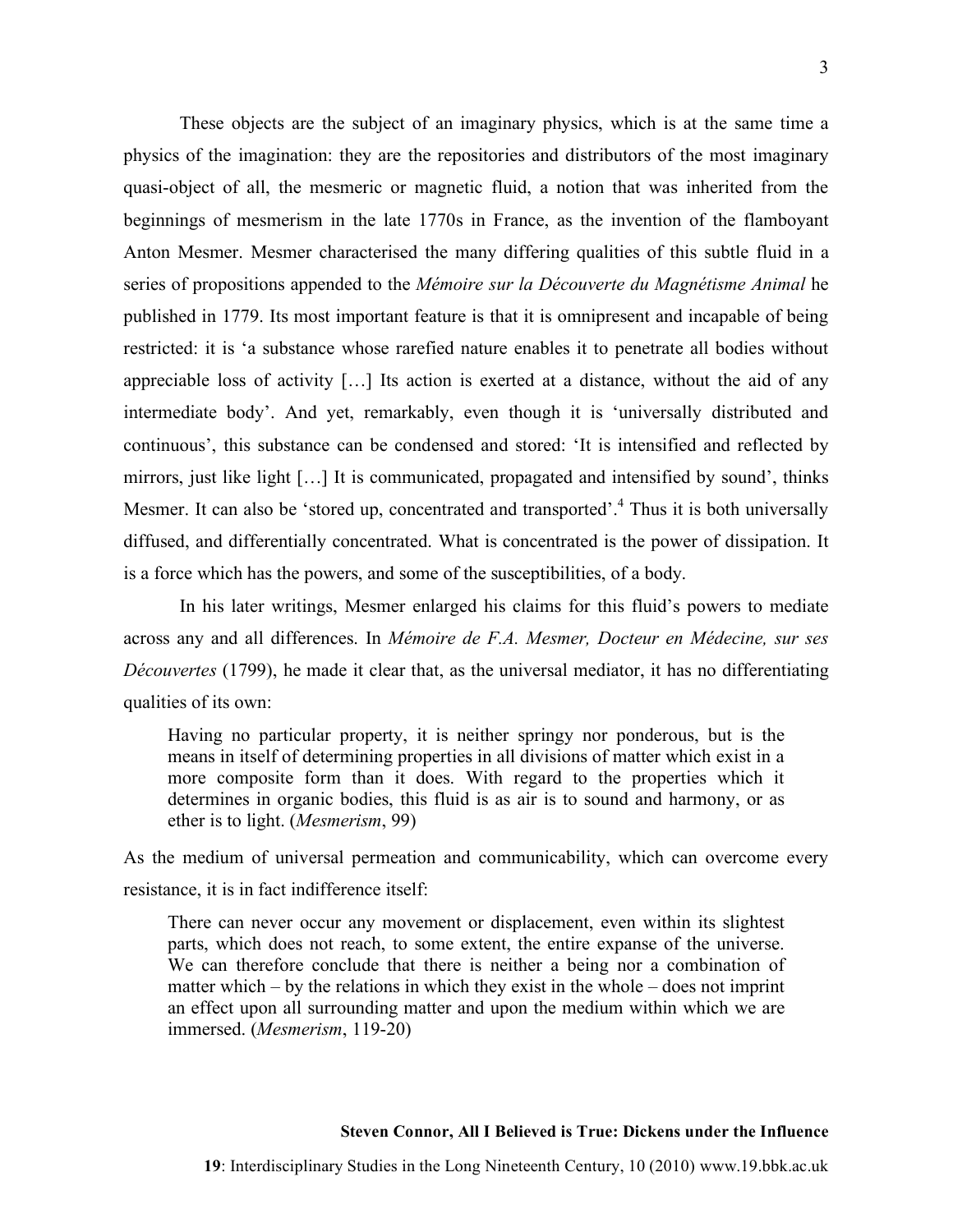These objects are the subject of an imaginary physics, which is at the same time a physics of the imagination: they are the repositories and distributors of the most imaginary quasi-object of all, the mesmeric or magnetic fluid, a notion that was inherited from the beginnings of mesmerism in the late 1770s in France, as the invention of the flamboyant Anton Mesmer. Mesmer characterised the many differing qualities of this subtle fluid in a series of propositions appended to the *Mémoire sur la Découverte du Magnétisme Animal* he published in 1779. Its most important feature is that it is omnipresent and incapable of being restricted: it is 'a substance whose rarefied nature enables it to penetrate all bodies without appreciable loss of activity […] Its action is exerted at a distance, without the aid of any intermediate body'. And yet, remarkably, even though it is 'universally distributed and continuous', this substance can be condensed and stored: 'It is intensified and reflected by mirrors, just like light […] It is communicated, propagated and intensified by sound', thinks Mesmer. It can also be 'stored up, concentrated and transported'.[4] Thus it is both universally diffused, and differentially concentrated. What is concentrated is the power of dissipation. It is a force which has the powers, and some of the susceptibilities, of a body.

In his later writings, Mesmer enlarged his claims for this fluid's powers to mediate across any and all differences. In *Mémoire de F.A. Mesmer, Docteur en Médecine, sur ses Découvertes* (1799), he made it clear that, as the universal mediator, it has no differentiating qualities of its own:

> Having no particular property, it is neither springy nor ponderous, but is the means in itself of determining properties in all divisions of matter which exist in a more composite form than it does. With regard to the properties which it determines in organic bodies, this fluid is as air is to sound and harmony, or as ether is to light. (*Mesmerism*, 99)

As the medium of universal permeation and communicability, which can overcome every resistance, it is in fact indifference itself:

> There can never occur any movement or displacement, even within its slightest parts, which does not reach, to some extent, the entire expanse of the universe. We can therefore conclude that there is neither a being nor a combination of matter which – by the relations in which they exist in the whole – does not imprint an effect upon all surrounding matter and upon the medium within which we are immersed. (*Mesmerism*, 119-20)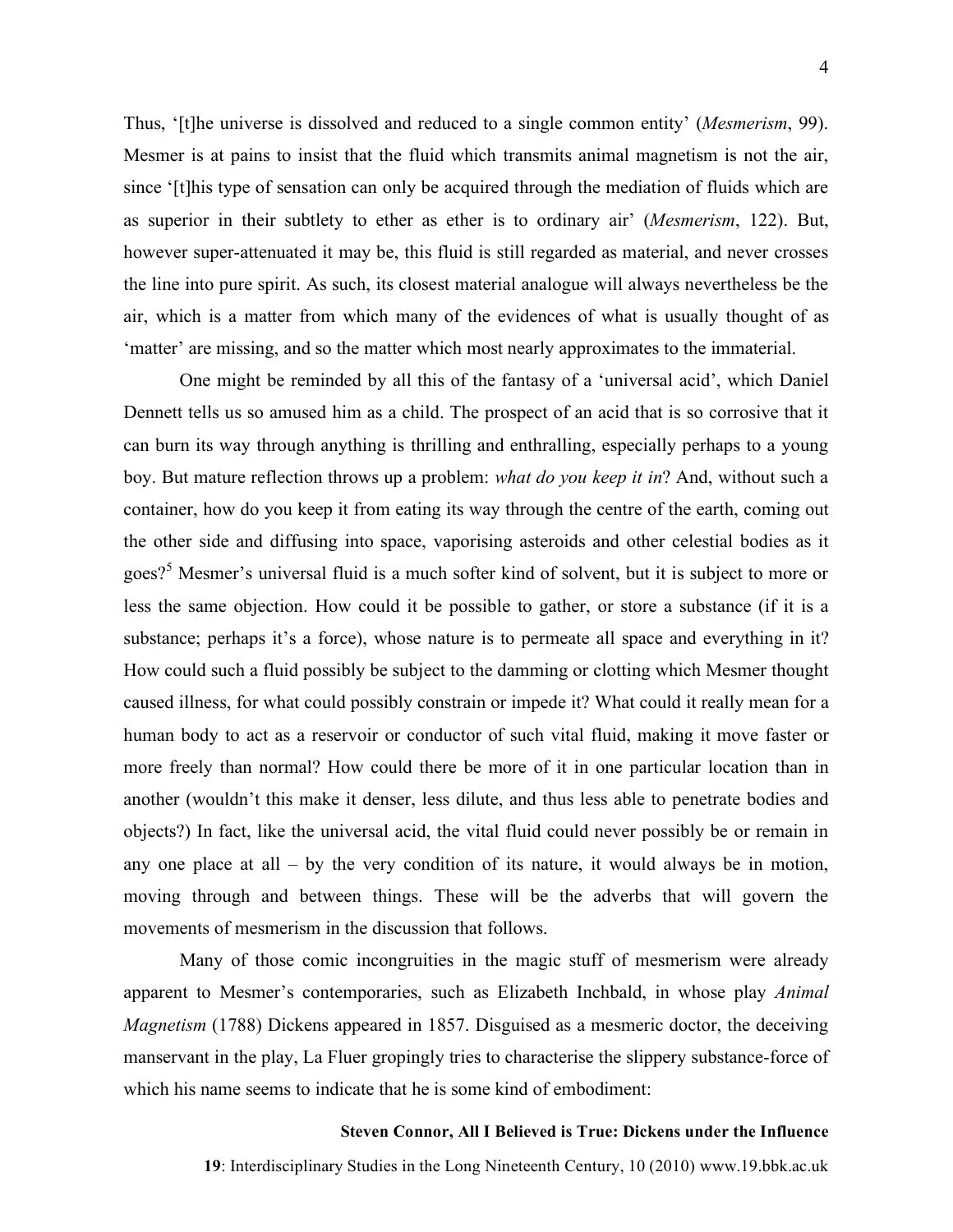Thus, '[t]he universe is dissolved and reduced to a single common entity' (*Mesmerism*, 99). Mesmer is at pains to insist that the fluid which transmits animal magnetism is not the air, since '[t]his type of sensation can only be acquired through the mediation of fluids which are as superior in their subtlety to ether as ether is to ordinary air' (*Mesmerism*, 122). But, however super-attenuated it may be, this fluid is still regarded as material, and never crosses the line into pure spirit. As such, its closest material analogue will always nevertheless be the air, which is a matter from which many of the evidences of what is usually thought of as 'matter' are missing, and so the matter which most nearly approximates to the immaterial.

One might be reminded by all this of the fantasy of a 'universal acid', which Daniel Dennett tells us so amused him as a child. The prospect of an acid that is so corrosive that it can burn its way through anything is thrilling and enthralling, especially perhaps to a young boy. But mature reflection throws up a problem: *what do you keep it in*? And, without such a container, how do you keep it from eating its way through the centre of the earth, coming out the other side and diffusing into space, vaporising asteroids and other celestial bodies as it goes?[5] Mesmer's universal fluid is a much softer kind of solvent, but it is subject to more or less the same objection. How could it be possible to gather, or store a substance (if it is a substance; perhaps it's a force), whose nature is to permeate all space and everything in it? How could such a fluid possibly be subject to the damming or clotting which Mesmer thought caused illness, for what could possibly constrain or impede it? What could it really mean for a human body to act as a reservoir or conductor of such vital fluid, making it move faster or more freely than normal? How could there be more of it in one particular location than in another (wouldn't this make it denser, less dilute, and thus less able to penetrate bodies and objects?) In fact, like the universal acid, the vital fluid could never possibly be or remain in any one place at all – by the very condition of its nature, it would always be in motion, moving through and between things. These will be the adverbs that will govern the movements of mesmerism in the discussion that follows.

Many of those comic incongruities in the magic stuff of mesmerism were already apparent to Mesmer's contemporaries, such as Elizabeth Inchbald, in whose play *Animal Magnetism* (1788) Dickens appeared in 1857. Disguised as a mesmeric doctor, the deceiving manservant in the play, La Fluer gropingly tries to characterise the slippery substance-force of which his name seems to indicate that he is some kind of embodiment: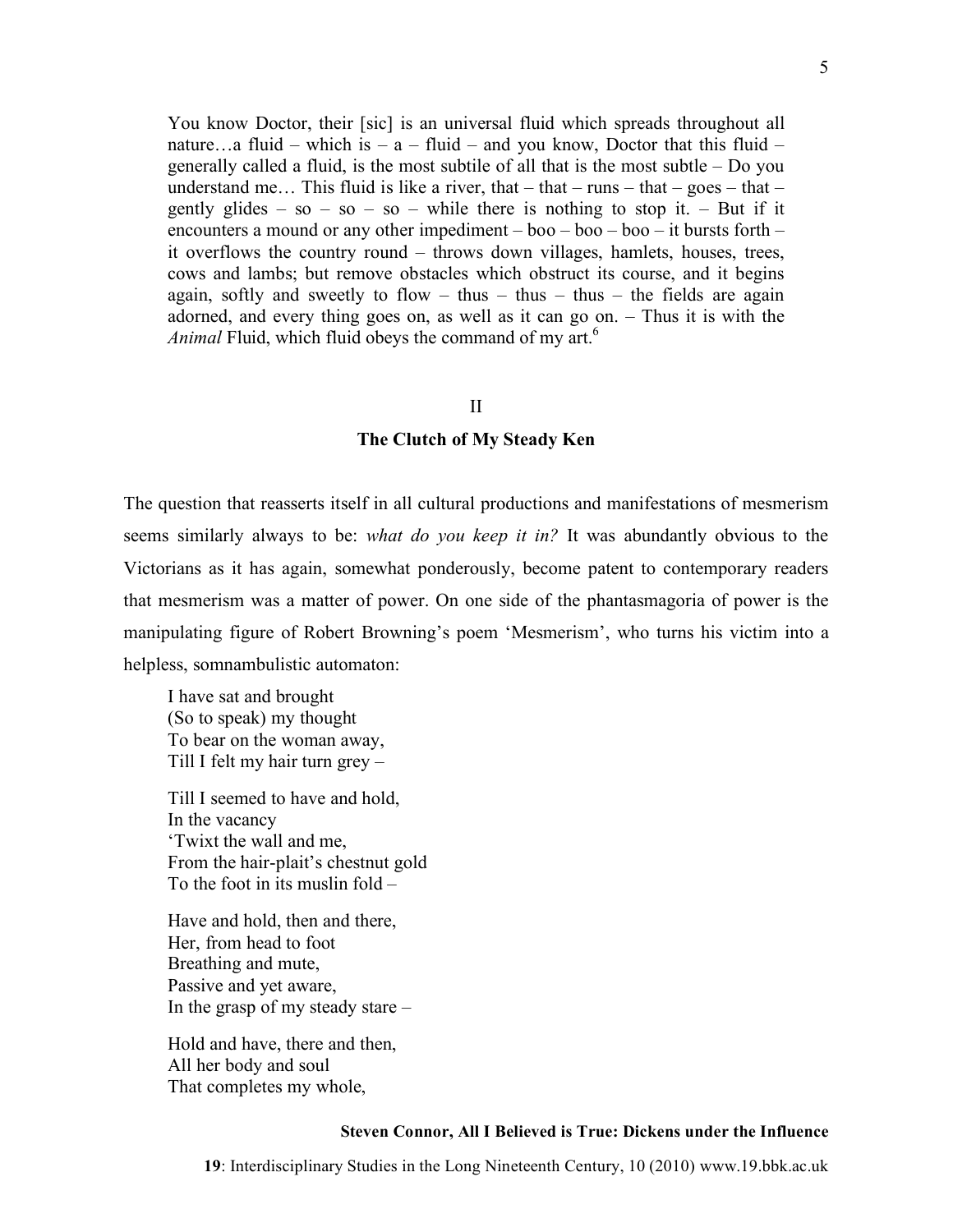> You know Doctor, their [sic] is an universal fluid which spreads throughout all nature…a fluid – which is – a – fluid – and you know, Doctor that this fluid – generally called a fluid, is the most subtile of all that is the most subtle – Do you understand me… This fluid is like a river, that – that – runs – that – goes – that – gently glides – so – so – so – while there is nothing to stop it. – But if it encounters a mound or any other impediment – boo – boo – boo – it bursts forth – it overflows the country round – throws down villages, hamlets, houses, trees, cows and lambs; but remove obstacles which obstruct its course, and it begins again, softly and sweetly to flow – thus – thus – thus – the fields are again adorned, and every thing goes on, as well as it can go on. – Thus it is with the *Animal* Fluid, which fluid obeys the command of my art.[6]

## II

## The Clutch of My Steady Ken

The question that reasserts itself in all cultural productions and manifestations of mesmerism seems similarly always to be: *what do you keep it in?* It was abundantly obvious to the Victorians as it has again, somewhat ponderously, become patent to contemporary readers that mesmerism was a matter of power. On one side of the phantasmagoria of power is the manipulating figure of Robert Browning's poem 'Mesmerism', who turns his victim into a helpless, somnambulistic automaton:

> I have sat and brought
> (So to speak) my thought
> To bear on the woman away,
> Till I felt my hair turn grey –
>
> Till I seemed to have and hold,
> In the vacancy
> 'Twixt the wall and me,
> From the hair-plait's chestnut gold
> To the foot in its muslin fold –
>
> Have and hold, then and there,
> Her, from head to foot
> Breathing and mute,
> Passive and yet aware,
> In the grasp of my steady stare –
>
> Hold and have, there and then,
> All her body and soul
> That completes my whole,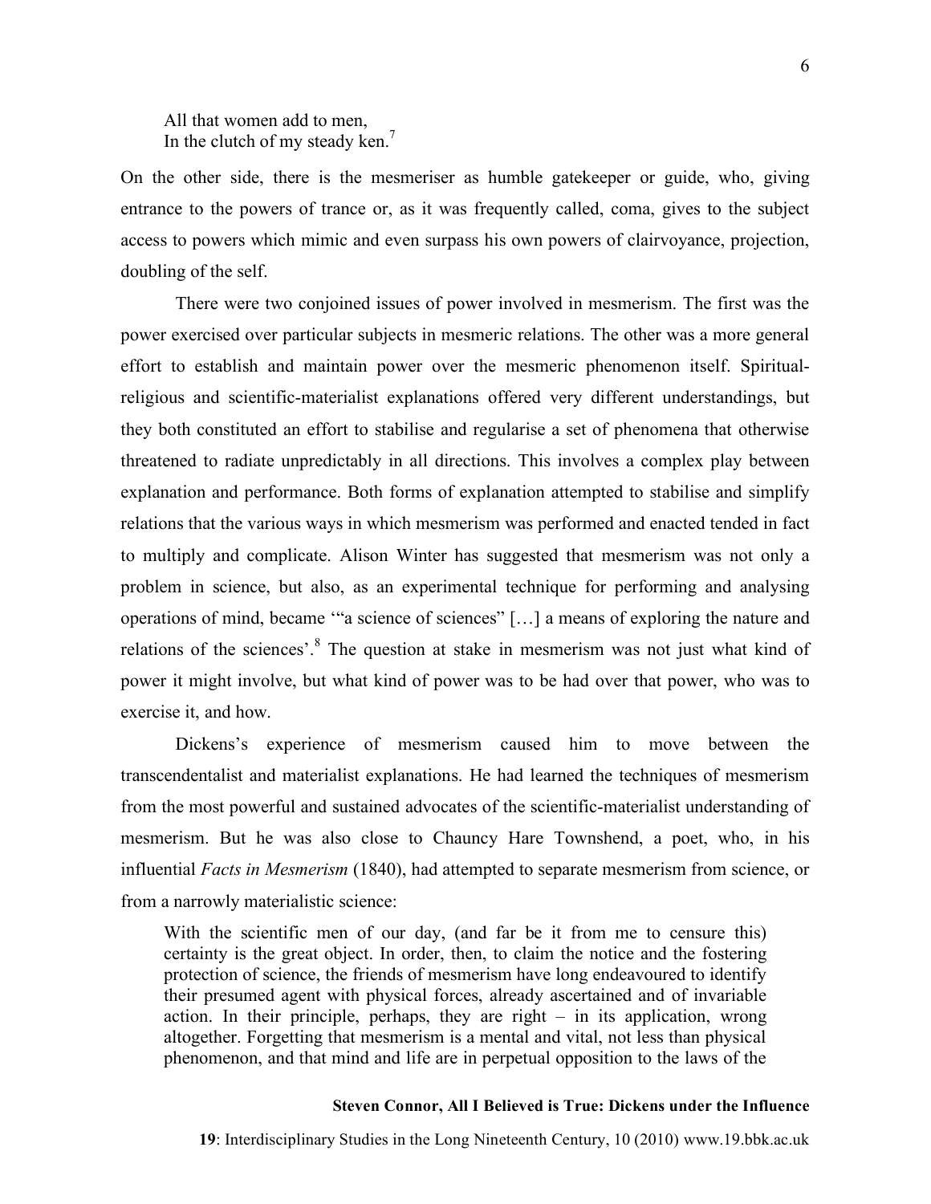> All that women add to men,
> In the clutch of my steady ken.[7]

On the other side, there is the mesmeriser as humble gatekeeper or guide, who, giving entrance to the powers of trance or, as it was frequently called, coma, gives to the subject access to powers which mimic and even surpass his own powers of clairvoyance, projection, doubling of the self.

There were two conjoined issues of power involved in mesmerism. The first was the power exercised over particular subjects in mesmeric relations. The other was a more general effort to establish and maintain power over the mesmeric phenomenon itself. Spiritual-religious and scientific-materialist explanations offered very different understandings, but they both constituted an effort to stabilise and regularise a set of phenomena that otherwise threatened to radiate unpredictably in all directions. This involves a complex play between explanation and performance. Both forms of explanation attempted to stabilise and simplify relations that the various ways in which mesmerism was performed and enacted tended in fact to multiply and complicate. Alison Winter has suggested that mesmerism was not only a problem in science, but also, as an experimental technique for performing and analysing operations of mind, became '"a science of sciences" […] a means of exploring the nature and relations of the sciences'.[8] The question at stake in mesmerism was not just what kind of power it might involve, but what kind of power was to be had over that power, who was to exercise it, and how.

Dickens's experience of mesmerism caused him to move between the transcendentalist and materialist explanations. He had learned the techniques of mesmerism from the most powerful and sustained advocates of the scientific-materialist understanding of mesmerism. But he was also close to Chauncy Hare Townshend, a poet, who, in his influential *Facts in Mesmerism* (1840), had attempted to separate mesmerism from science, or from a narrowly materialistic science:

> With the scientific men of our day, (and far be it from me to censure this) certainty is the great object. In order, then, to claim the notice and the fostering protection of science, the friends of mesmerism have long endeavoured to identify their presumed agent with physical forces, already ascertained and of invariable action. In their principle, perhaps, they are right – in its application, wrong altogether. Forgetting that mesmerism is a mental and vital, not less than physical phenomenon, and that mind and life are in perpetual opposition to the laws of the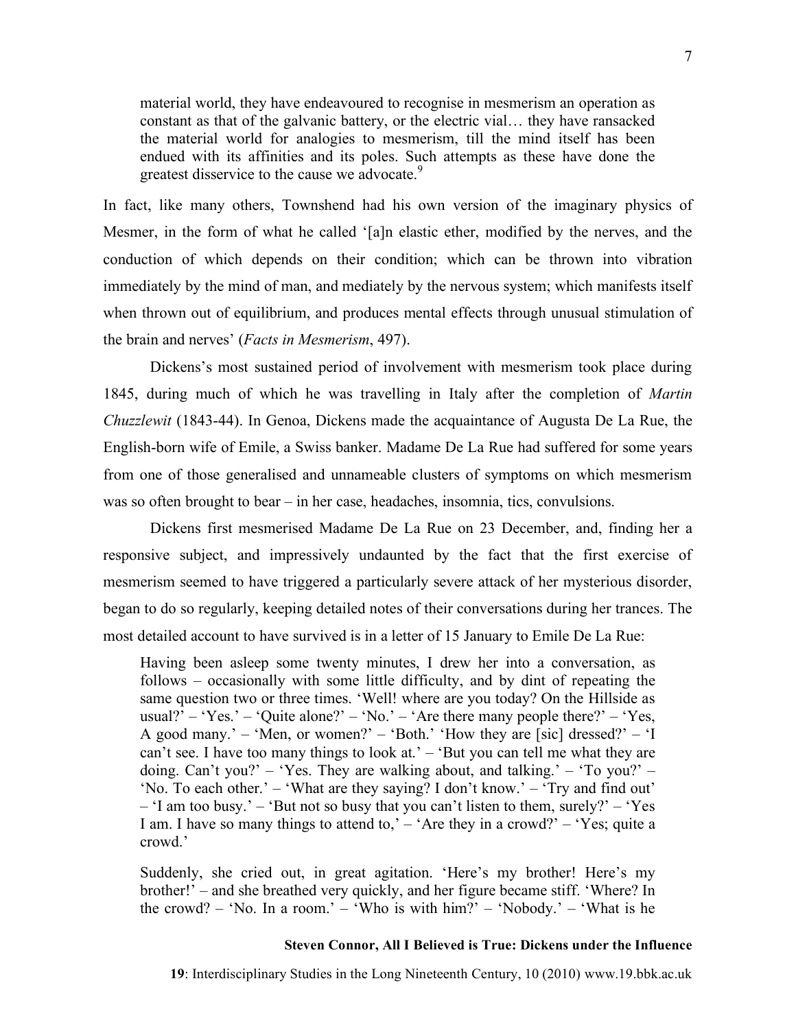material world, they have endeavoured to recognise in mesmerism an operation as constant as that of the galvanic battery, or the electric vial… they have ransacked the material world for analogies to mesmerism, till the mind itself has been endued with its affinities and its poles. Such attempts as these have done the greatest disservice to the cause we advocate.[9]

In fact, like many others, Townshend had his own version of the imaginary physics of Mesmer, in the form of what he called '[a]n elastic ether, modified by the nerves, and the conduction of which depends on their condition; which can be thrown into vibration immediately by the mind of man, and mediately by the nervous system; which manifests itself when thrown out of equilibrium, and produces mental effects through unusual stimulation of the brain and nerves' (*Facts in Mesmerism*, 497).

Dickens's most sustained period of involvement with mesmerism took place during 1845, during much of which he was travelling in Italy after the completion of *Martin Chuzzlewit* (1843-44). In Genoa, Dickens made the acquaintance of Augusta De La Rue, the English-born wife of Emile, a Swiss banker. Madame De La Rue had suffered for some years from one of those generalised and unnameable clusters of symptoms on which mesmerism was so often brought to bear – in her case, headaches, insomnia, tics, convulsions.

Dickens first mesmerised Madame De La Rue on 23 December, and, finding her a responsive subject, and impressively undaunted by the fact that the first exercise of mesmerism seemed to have triggered a particularly severe attack of her mysterious disorder, began to do so regularly, keeping detailed notes of their conversations during her trances. The most detailed account to have survived is in a letter of 15 January to Emile De La Rue:

> Having been asleep some twenty minutes, I drew her into a conversation, as follows – occasionally with some little difficulty, and by dint of repeating the same question two or three times. 'Well! where are you today? On the Hillside as usual?' – 'Yes.' – 'Quite alone?' – 'No.' – 'Are there many people there?' – 'Yes, A good many.' – 'Men, or women?' – 'Both.' 'How they are [sic] dressed?' – 'I can't see. I have too many things to look at.' – 'But you can tell me what they are doing. Can't you?' – 'Yes. They are walking about, and talking.' – 'To you?' – 'No. To each other.' – 'What are they saying? I don't know.' – 'Try and find out' – 'I am too busy.' – 'But not so busy that you can't listen to them, surely?' – 'Yes I am. I have so many things to attend to,' – 'Are they in a crowd?' – 'Yes; quite a crowd.'
>
> Suddenly, she cried out, in great agitation. 'Here's my brother! Here's my brother!' – and she breathed very quickly, and her figure became stiff. 'Where? In the crowd? – 'No. In a room.' – 'Who is with him?' – 'Nobody.' – 'What is he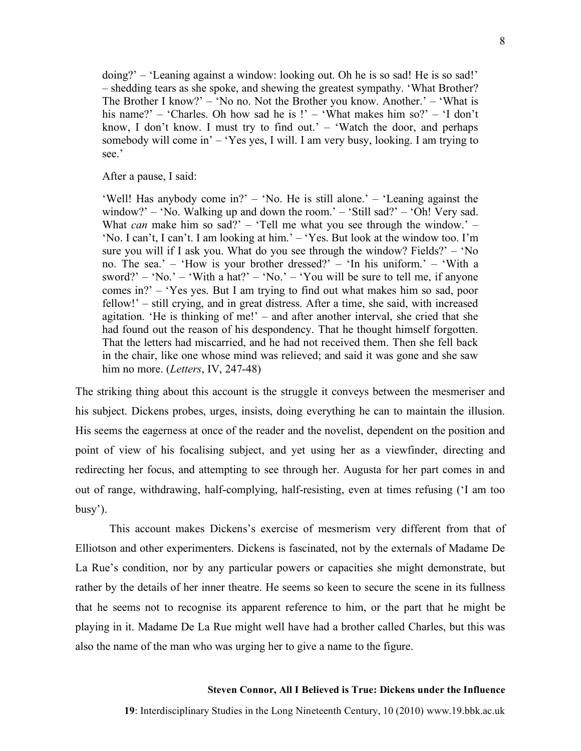> doing?' – 'Leaning against a window: looking out. Oh he is so sad! He is so sad!' – shedding tears as she spoke, and shewing the greatest sympathy. 'What Brother? The Brother I know?' – 'No no. Not the Brother you know. Another.' – 'What is his name?' – 'Charles. Oh how sad he is !' – 'What makes him so?' – 'I don't know, I don't know. I must try to find out.' – 'Watch the door, and perhaps somebody will come in' – 'Yes yes, I will. I am very busy, looking. I am trying to see.'
>
> After a pause, I said:
>
> 'Well! Has anybody come in?' – 'No. He is still alone.' – 'Leaning against the window?' – 'No. Walking up and down the room.' – 'Still sad?' – 'Oh! Very sad. What *can* make him so sad?' – 'Tell me what you see through the window.' – 'No. I can't, I can't. I am looking at him.' – 'Yes. But look at the window too. I'm sure you will if I ask you. What do you see through the window? Fields?' – 'No no. The sea.' – 'How is your brother dressed?' – 'In his uniform.' – 'With a sword?' – 'No.' – 'With a hat?' – 'No.' – 'You will be sure to tell me, if anyone comes in?' – 'Yes yes. But I am trying to find out what makes him so sad, poor fellow!' – still crying, and in great distress. After a time, she said, with increased agitation. 'He is thinking of me!' – and after another interval, she cried that she had found out the reason of his despondency. That he thought himself forgotten. That the letters had miscarried, and he had not received them. Then she fell back in the chair, like one whose mind was relieved; and said it was gone and she saw him no more. (*Letters*, IV, 247-48)

The striking thing about this account is the struggle it conveys between the mesmeriser and his subject. Dickens probes, urges, insists, doing everything he can to maintain the illusion. His seems the eagerness at once of the reader and the novelist, dependent on the position and point of view of his focalising subject, and yet using her as a viewfinder, directing and redirecting her focus, and attempting to see through her. Augusta for her part comes in and out of range, withdrawing, half-complying, half-resisting, even at times refusing ('I am too busy').

This account makes Dickens's exercise of mesmerism very different from that of Elliotson and other experimenters. Dickens is fascinated, not by the externals of Madame De La Rue's condition, nor by any particular powers or capacities she might demonstrate, but rather by the details of her inner theatre. He seems so keen to secure the scene in its fullness that he seems not to recognise its apparent reference to him, or the part that he might be playing in it. Madame De La Rue might well have had a brother called Charles, but this was also the name of the man who was urging her to give a name to the figure.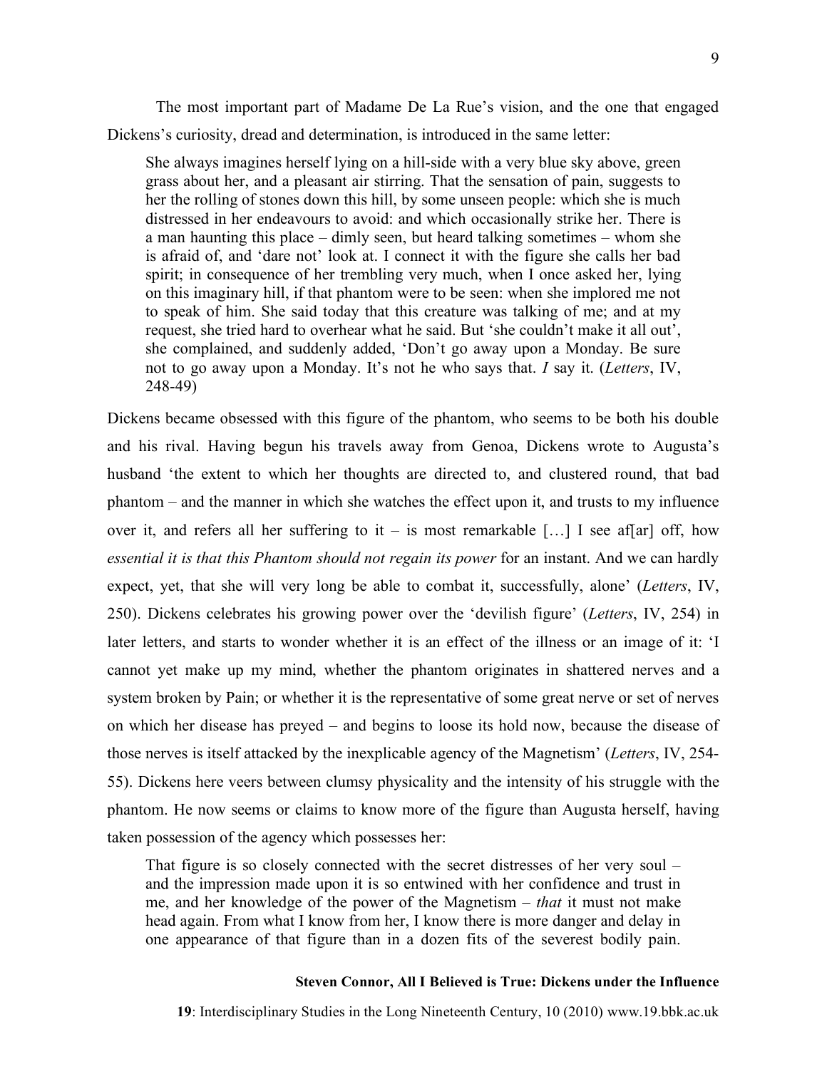The most important part of Madame De La Rue's vision, and the one that engaged Dickens's curiosity, dread and determination, is introduced in the same letter:

> She always imagines herself lying on a hill-side with a very blue sky above, green grass about her, and a pleasant air stirring. That the sensation of pain, suggests to her the rolling of stones down this hill, by some unseen people: which she is much distressed in her endeavours to avoid: and which occasionally strike her. There is a man haunting this place – dimly seen, but heard talking sometimes – whom she is afraid of, and 'dare not' look at. I connect it with the figure she calls her bad spirit; in consequence of her trembling very much, when I once asked her, lying on this imaginary hill, if that phantom were to be seen: when she implored me not to speak of him. She said today that this creature was talking of me; and at my request, she tried hard to overhear what he said. But 'she couldn't make it all out', she complained, and suddenly added, 'Don't go away upon a Monday. Be sure not to go away upon a Monday. It's not he who says that. *I* say it. (*Letters*, IV, 248-49)

Dickens became obsessed with this figure of the phantom, who seems to be both his double and his rival. Having begun his travels away from Genoa, Dickens wrote to Augusta's husband 'the extent to which her thoughts are directed to, and clustered round, that bad phantom – and the manner in which she watches the effect upon it, and trusts to my influence over it, and refers all her suffering to it – is most remarkable […] I see af[ar] off, how *essential it is that this Phantom should not regain its power* for an instant. And we can hardly expect, yet, that she will very long be able to combat it, successfully, alone' (*Letters*, IV, 250). Dickens celebrates his growing power over the 'devilish figure' (*Letters*, IV, 254) in later letters, and starts to wonder whether it is an effect of the illness or an image of it: 'I cannot yet make up my mind, whether the phantom originates in shattered nerves and a system broken by Pain; or whether it is the representative of some great nerve or set of nerves on which her disease has preyed – and begins to loose its hold now, because the disease of those nerves is itself attacked by the inexplicable agency of the Magnetism' (*Letters*, IV, 254-55). Dickens here veers between clumsy physicality and the intensity of his struggle with the phantom. He now seems or claims to know more of the figure than Augusta herself, having taken possession of the agency which possesses her:

> That figure is so closely connected with the secret distresses of her very soul – and the impression made upon it is so entwined with her confidence and trust in me, and her knowledge of the power of the Magnetism – *that* it must not make head again. From what I know from her, I know there is more danger and delay in one appearance of that figure than in a dozen fits of the severest bodily pain.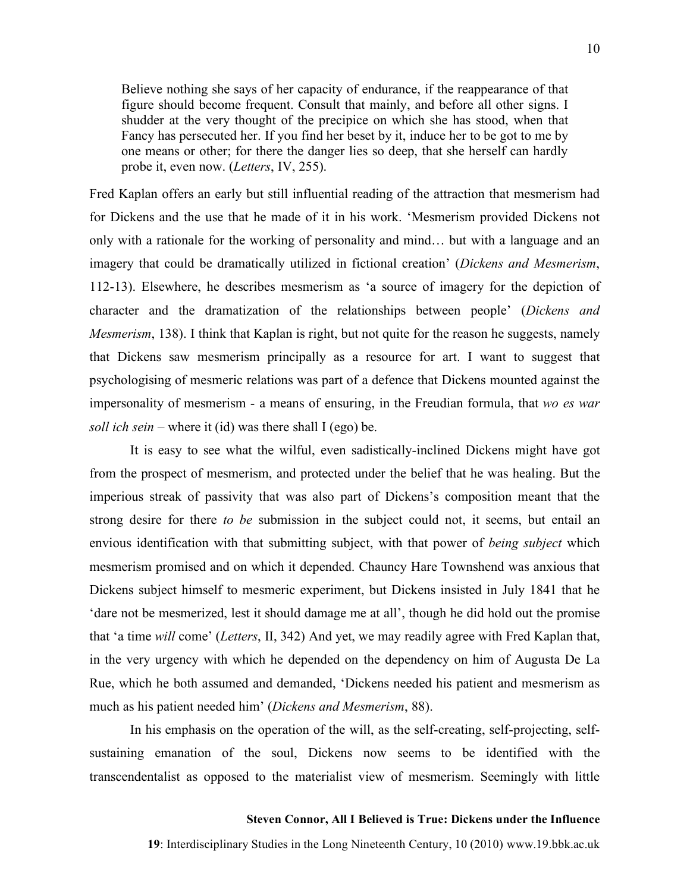> Believe nothing she says of her capacity of endurance, if the reappearance of that figure should become frequent. Consult that mainly, and before all other signs. I shudder at the very thought of the precipice on which she has stood, when that Fancy has persecuted her. If you find her beset by it, induce her to be got to me by one means or other; for there the danger lies so deep, that she herself can hardly probe it, even now. (*Letters*, IV, 255).

Fred Kaplan offers an early but still influential reading of the attraction that mesmerism had for Dickens and the use that he made of it in his work. 'Mesmerism provided Dickens not only with a rationale for the working of personality and mind… but with a language and an imagery that could be dramatically utilized in fictional creation' (*Dickens and Mesmerism*, 112-13). Elsewhere, he describes mesmerism as 'a source of imagery for the depiction of character and the dramatization of the relationships between people' (*Dickens and Mesmerism*, 138). I think that Kaplan is right, but not quite for the reason he suggests, namely that Dickens saw mesmerism principally as a resource for art. I want to suggest that psychologising of mesmeric relations was part of a defence that Dickens mounted against the impersonality of mesmerism - a means of ensuring, in the Freudian formula, that *wo es war soll ich sein* – where it (id) was there shall I (ego) be.

It is easy to see what the wilful, even sadistically-inclined Dickens might have got from the prospect of mesmerism, and protected under the belief that he was healing. But the imperious streak of passivity that was also part of Dickens's composition meant that the strong desire for there *to be* submission in the subject could not, it seems, but entail an envious identification with that submitting subject, with that power of *being subject* which mesmerism promised and on which it depended. Chauncy Hare Townshend was anxious that Dickens subject himself to mesmeric experiment, but Dickens insisted in July 1841 that he 'dare not be mesmerized, lest it should damage me at all', though he did hold out the promise that 'a time *will* come' (*Letters*, II, 342) And yet, we may readily agree with Fred Kaplan that, in the very urgency with which he depended on the dependency on him of Augusta De La Rue, which he both assumed and demanded, 'Dickens needed his patient and mesmerism as much as his patient needed him' (*Dickens and Mesmerism*, 88).

In his emphasis on the operation of the will, as the self-creating, self-projecting, self-sustaining emanation of the soul, Dickens now seems to be identified with the transcendentalist as opposed to the materialist view of mesmerism. Seemingly with little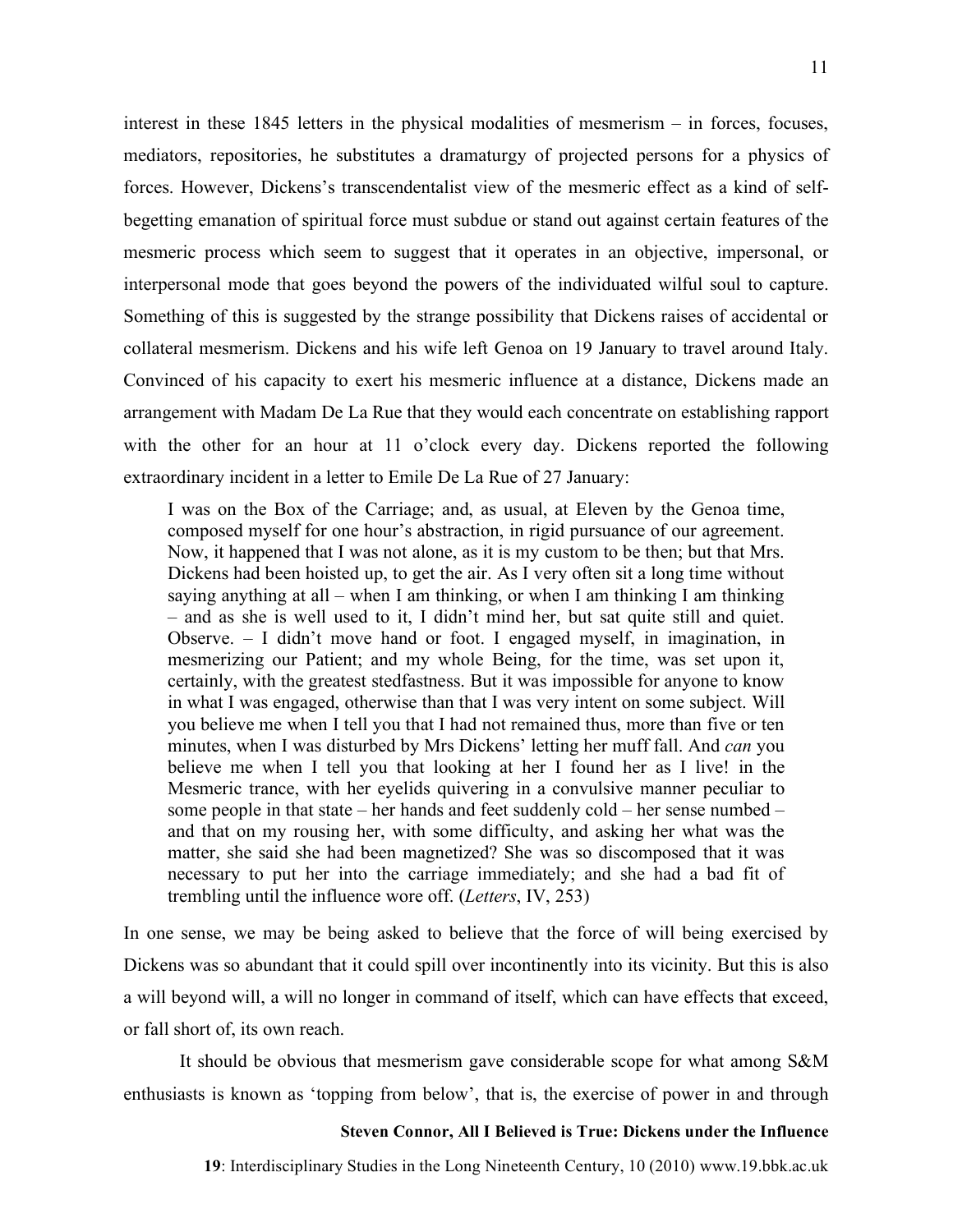interest in these 1845 letters in the physical modalities of mesmerism – in forces, focuses, mediators, repositories, he substitutes a dramaturgy of projected persons for a physics of forces. However, Dickens's transcendentalist view of the mesmeric effect as a kind of self-begetting emanation of spiritual force must subdue or stand out against certain features of the mesmeric process which seem to suggest that it operates in an objective, impersonal, or interpersonal mode that goes beyond the powers of the individuated wilful soul to capture. Something of this is suggested by the strange possibility that Dickens raises of accidental or collateral mesmerism. Dickens and his wife left Genoa on 19 January to travel around Italy. Convinced of his capacity to exert his mesmeric influence at a distance, Dickens made an arrangement with Madam De La Rue that they would each concentrate on establishing rapport with the other for an hour at 11 o'clock every day. Dickens reported the following extraordinary incident in a letter to Emile De La Rue of 27 January:

> I was on the Box of the Carriage; and, as usual, at Eleven by the Genoa time, composed myself for one hour's abstraction, in rigid pursuance of our agreement. Now, it happened that I was not alone, as it is my custom to be then; but that Mrs. Dickens had been hoisted up, to get the air. As I very often sit a long time without saying anything at all – when I am thinking, or when I am thinking I am thinking – and as she is well used to it, I didn't mind her, but sat quite still and quiet. Observe. – I didn't move hand or foot. I engaged myself, in imagination, in mesmerizing our Patient; and my whole Being, for the time, was set upon it, certainly, with the greatest stedfastness. But it was impossible for anyone to know in what I was engaged, otherwise than that I was very intent on some subject. Will you believe me when I tell you that I had not remained thus, more than five or ten minutes, when I was disturbed by Mrs Dickens' letting her muff fall. And *can* you believe me when I tell you that looking at her I found her as I live! in the Mesmeric trance, with her eyelids quivering in a convulsive manner peculiar to some people in that state – her hands and feet suddenly cold – her sense numbed – and that on my rousing her, with some difficulty, and asking her what was the matter, she said she had been magnetized? She was so discomposed that it was necessary to put her into the carriage immediately; and she had a bad fit of trembling until the influence wore off. (*Letters*, IV, 253)

In one sense, we may be being asked to believe that the force of will being exercised by Dickens was so abundant that it could spill over incontinently into its vicinity. But this is also a will beyond will, a will no longer in command of itself, which can have effects that exceed, or fall short of, its own reach.

It should be obvious that mesmerism gave considerable scope for what among S&M enthusiasts is known as 'topping from below', that is, the exercise of power in and through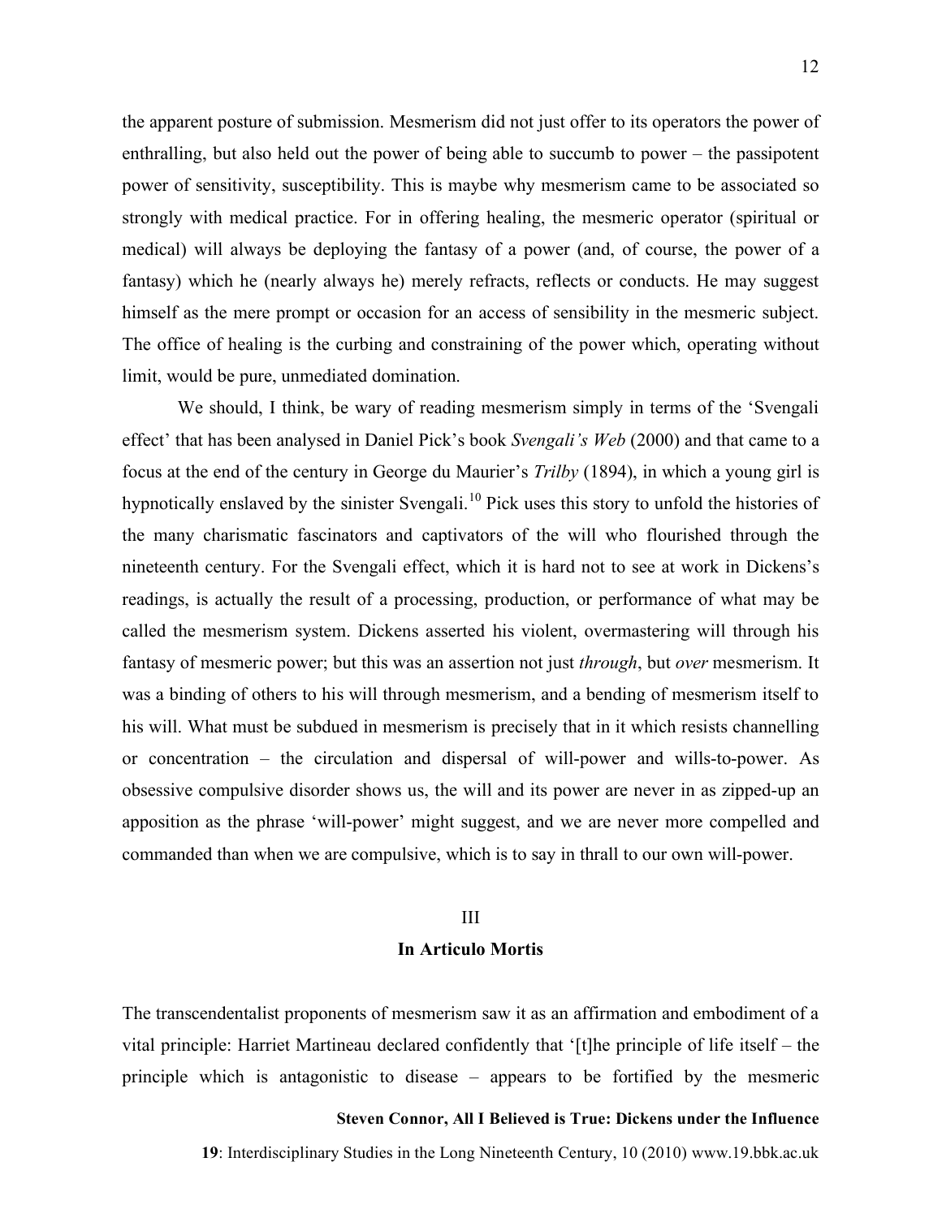the apparent posture of submission. Mesmerism did not just offer to its operators the power of enthralling, but also held out the power of being able to succumb to power – the passipotent power of sensitivity, susceptibility. This is maybe why mesmerism came to be associated so strongly with medical practice. For in offering healing, the mesmeric operator (spiritual or medical) will always be deploying the fantasy of a power (and, of course, the power of a fantasy) which he (nearly always he) merely refracts, reflects or conducts. He may suggest himself as the mere prompt or occasion for an access of sensibility in the mesmeric subject. The office of healing is the curbing and constraining of the power which, operating without limit, would be pure, unmediated domination.

We should, I think, be wary of reading mesmerism simply in terms of the 'Svengali effect' that has been analysed in Daniel Pick's book *Svengali's Web* (2000) and that came to a focus at the end of the century in George du Maurier's *Trilby* (1894), in which a young girl is hypnotically enslaved by the sinister Svengali.[10] Pick uses this story to unfold the histories of the many charismatic fascinators and captivators of the will who flourished through the nineteenth century. For the Svengali effect, which it is hard not to see at work in Dickens's readings, is actually the result of a processing, production, or performance of what may be called the mesmerism system. Dickens asserted his violent, overmastering will through his fantasy of mesmeric power; but this was an assertion not just *through*, but *over* mesmerism. It was a binding of others to his will through mesmerism, and a bending of mesmerism itself to his will. What must be subdued in mesmerism is precisely that in it which resists channelling or concentration – the circulation and dispersal of will-power and wills-to-power. As obsessive compulsive disorder shows us, the will and its power are never in as zipped-up an apposition as the phrase 'will-power' might suggest, and we are never more compelled and commanded than when we are compulsive, which is to say in thrall to our own will-power.

## III

## In Articulo Mortis

The transcendentalist proponents of mesmerism saw it as an affirmation and embodiment of a vital principle: Harriet Martineau declared confidently that '[t]he principle of life itself – the principle which is antagonistic to disease – appears to be fortified by the mesmeric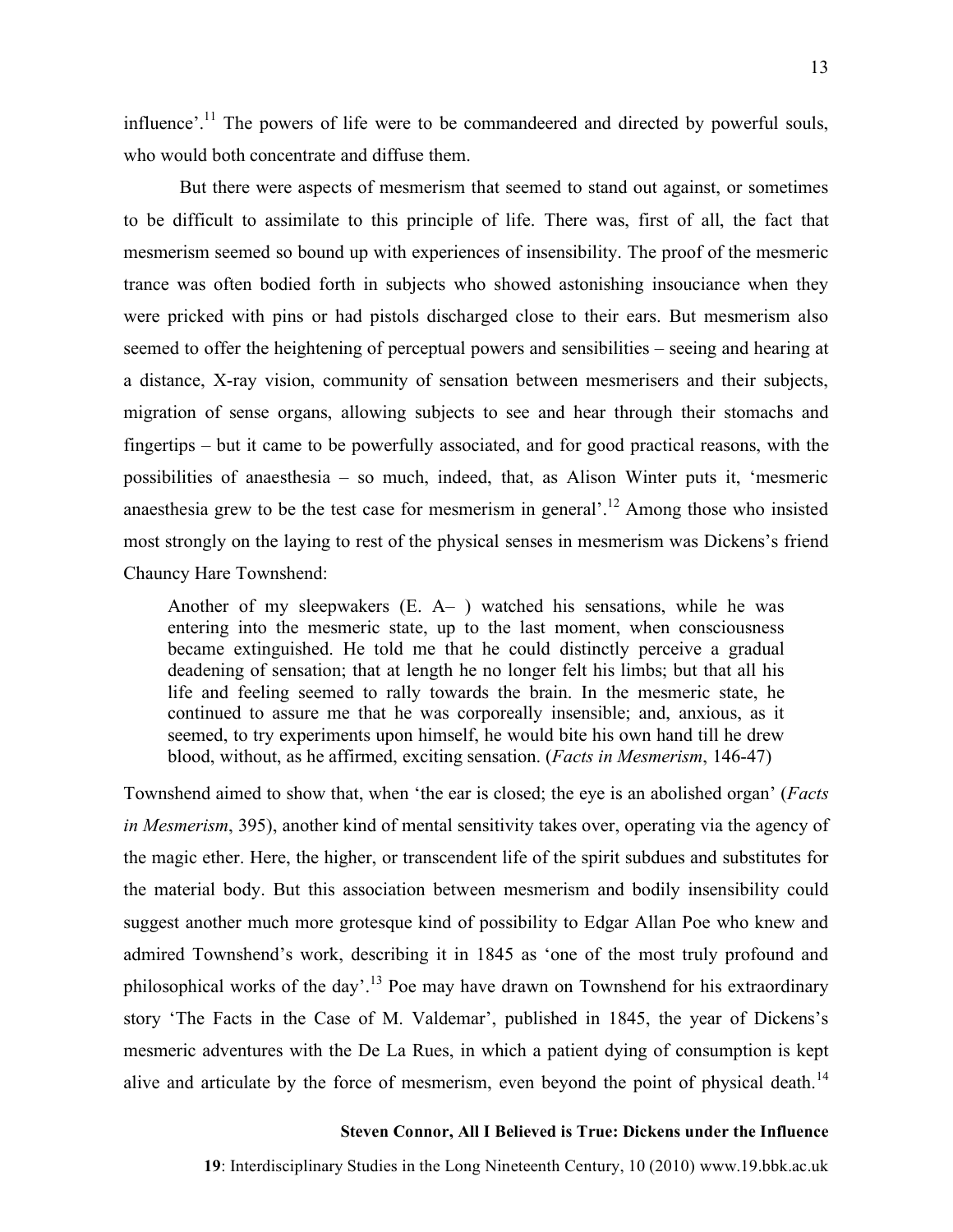influence'.[11] The powers of life were to be commandeered and directed by powerful souls, who would both concentrate and diffuse them.

But there were aspects of mesmerism that seemed to stand out against, or sometimes to be difficult to assimilate to this principle of life. There was, first of all, the fact that mesmerism seemed so bound up with experiences of insensibility. The proof of the mesmeric trance was often bodied forth in subjects who showed astonishing insouciance when they were pricked with pins or had pistols discharged close to their ears. But mesmerism also seemed to offer the heightening of perceptual powers and sensibilities – seeing and hearing at a distance, X-ray vision, community of sensation between mesmerisers and their subjects, migration of sense organs, allowing subjects to see and hear through their stomachs and fingertips – but it came to be powerfully associated, and for good practical reasons, with the possibilities of anaesthesia – so much, indeed, that, as Alison Winter puts it, 'mesmeric anaesthesia grew to be the test case for mesmerism in general'.[12] Among those who insisted most strongly on the laying to rest of the physical senses in mesmerism was Dickens's friend Chauncy Hare Townshend:

> Another of my sleepwakers (E. A– ) watched his sensations, while he was entering into the mesmeric state, up to the last moment, when consciousness became extinguished. He told me that he could distinctly perceive a gradual deadening of sensation; that at length he no longer felt his limbs; but that all his life and feeling seemed to rally towards the brain. In the mesmeric state, he continued to assure me that he was corporeally insensible; and, anxious, as it seemed, to try experiments upon himself, he would bite his own hand till he drew blood, without, as he affirmed, exciting sensation. (*Facts in Mesmerism*, 146-47)

Townshend aimed to show that, when 'the ear is closed; the eye is an abolished organ' (*Facts in Mesmerism*, 395), another kind of mental sensitivity takes over, operating via the agency of the magic ether. Here, the higher, or transcendent life of the spirit subdues and substitutes for the material body. But this association between mesmerism and bodily insensibility could suggest another much more grotesque kind of possibility to Edgar Allan Poe who knew and admired Townshend's work, describing it in 1845 as 'one of the most truly profound and philosophical works of the day'.[13] Poe may have drawn on Townshend for his extraordinary story 'The Facts in the Case of M. Valdemar', published in 1845, the year of Dickens's mesmeric adventures with the De La Rues, in which a patient dying of consumption is kept alive and articulate by the force of mesmerism, even beyond the point of physical death.[14]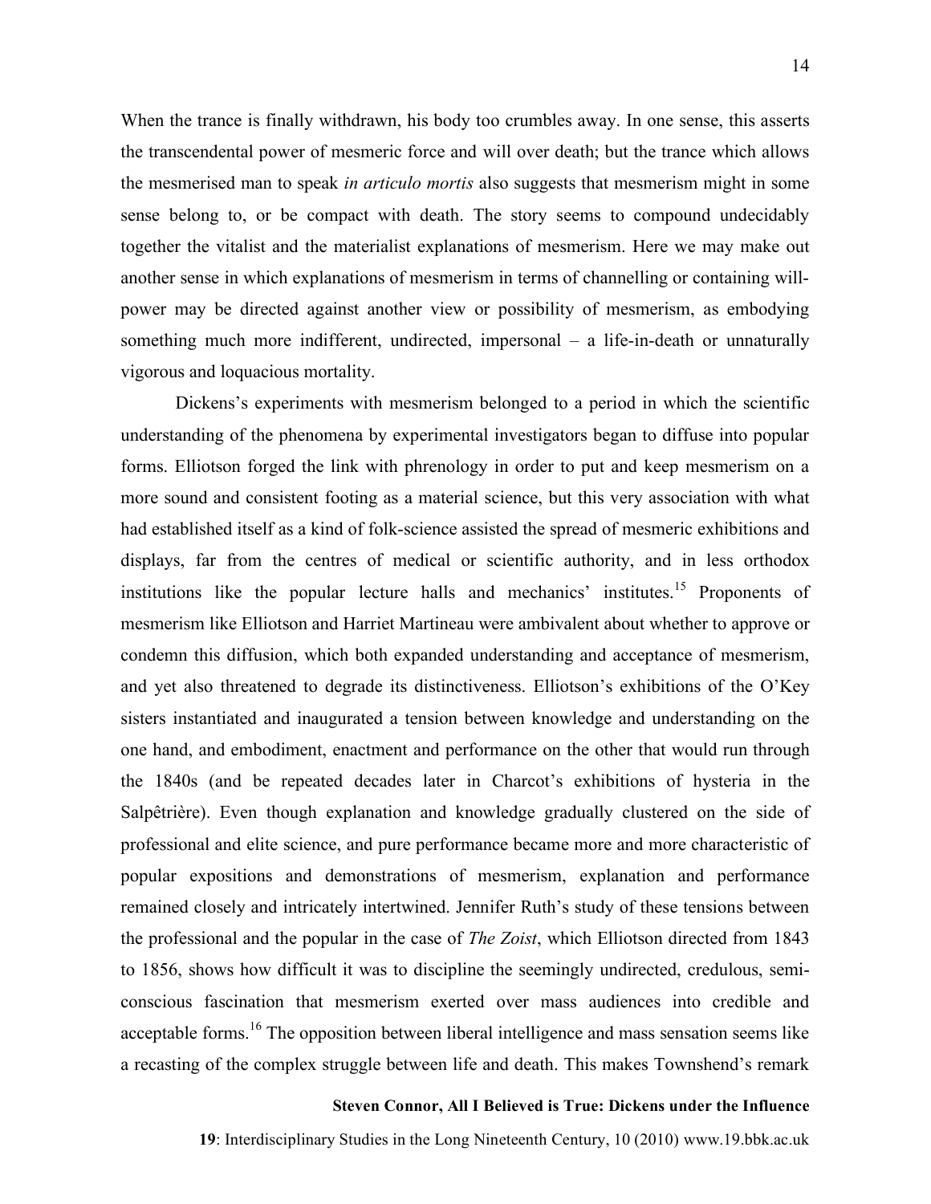When the trance is finally withdrawn, his body too crumbles away. In one sense, this asserts the transcendental power of mesmeric force and will over death; but the trance which allows the mesmerised man to speak *in articulo mortis* also suggests that mesmerism might in some sense belong to, or be compact with death. The story seems to compound undecidably together the vitalist and the materialist explanations of mesmerism. Here we may make out another sense in which explanations of mesmerism in terms of channelling or containing will-power may be directed against another view or possibility of mesmerism, as embodying something much more indifferent, undirected, impersonal – a life-in-death or unnaturally vigorous and loquacious mortality.

Dickens's experiments with mesmerism belonged to a period in which the scientific understanding of the phenomena by experimental investigators began to diffuse into popular forms. Elliotson forged the link with phrenology in order to put and keep mesmerism on a more sound and consistent footing as a material science, but this very association with what had established itself as a kind of folk-science assisted the spread of mesmeric exhibitions and displays, far from the centres of medical or scientific authority, and in less orthodox institutions like the popular lecture halls and mechanics' institutes.[15] Proponents of mesmerism like Elliotson and Harriet Martineau were ambivalent about whether to approve or condemn this diffusion, which both expanded understanding and acceptance of mesmerism, and yet also threatened to degrade its distinctiveness. Elliotson's exhibitions of the O'Key sisters instantiated and inaugurated a tension between knowledge and understanding on the one hand, and embodiment, enactment and performance on the other that would run through the 1840s (and be repeated decades later in Charcot's exhibitions of hysteria in the Salpêtrière). Even though explanation and knowledge gradually clustered on the side of professional and elite science, and pure performance became more and more characteristic of popular expositions and demonstrations of mesmerism, explanation and performance remained closely and intricately intertwined. Jennifer Ruth's study of these tensions between the professional and the popular in the case of *The Zoist*, which Elliotson directed from 1843 to 1856, shows how difficult it was to discipline the seemingly undirected, credulous, semi-conscious fascination that mesmerism exerted over mass audiences into credible and acceptable forms.[16] The opposition between liberal intelligence and mass sensation seems like a recasting of the complex struggle between life and death. This makes Townshend's remark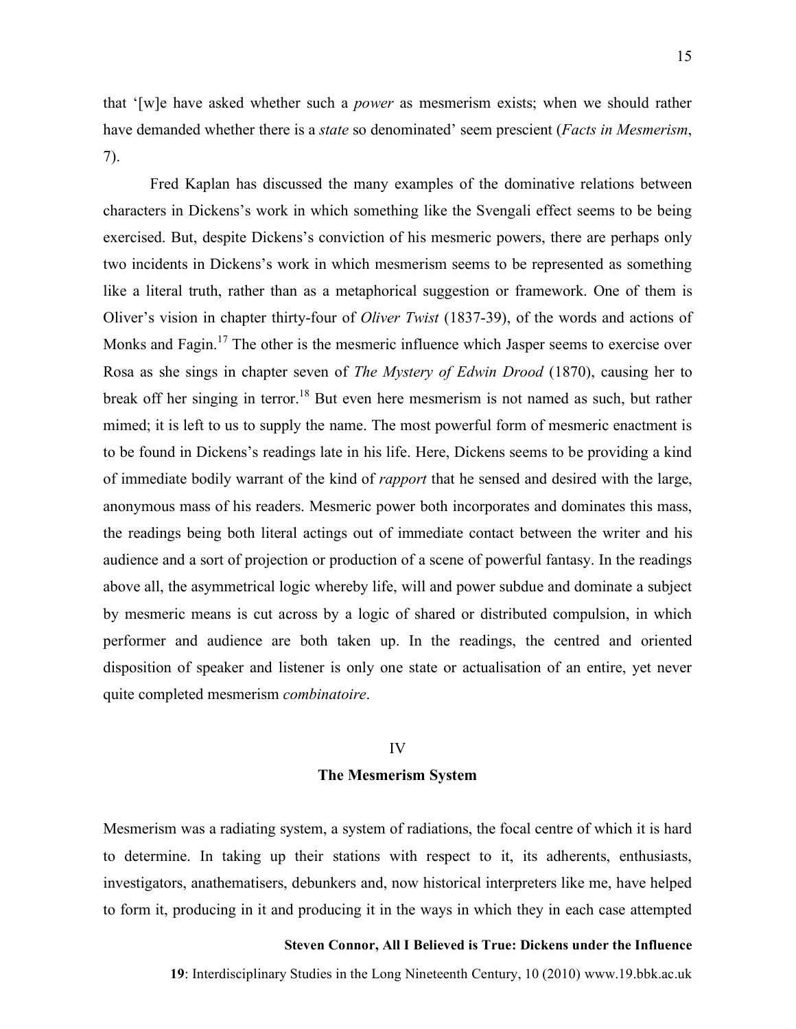that '[w]e have asked whether such a *power* as mesmerism exists; when we should rather have demanded whether there is a *state* so denominated' seem prescient (*Facts in Mesmerism*, 7).

Fred Kaplan has discussed the many examples of the dominative relations between characters in Dickens's work in which something like the Svengali effect seems to be being exercised. But, despite Dickens's conviction of his mesmeric powers, there are perhaps only two incidents in Dickens's work in which mesmerism seems to be represented as something like a literal truth, rather than as a metaphorical suggestion or framework. One of them is Oliver's vision in chapter thirty-four of *Oliver Twist* (1837-39), of the words and actions of Monks and Fagin.[17] The other is the mesmeric influence which Jasper seems to exercise over Rosa as she sings in chapter seven of *The Mystery of Edwin Drood* (1870), causing her to break off her singing in terror.[18] But even here mesmerism is not named as such, but rather mimed; it is left to us to supply the name. The most powerful form of mesmeric enactment is to be found in Dickens's readings late in his life. Here, Dickens seems to be providing a kind of immediate bodily warrant of the kind of *rapport* that he sensed and desired with the large, anonymous mass of his readers. Mesmeric power both incorporates and dominates this mass, the readings being both literal actings out of immediate contact between the writer and his audience and a sort of projection or production of a scene of powerful fantasy. In the readings above all, the asymmetrical logic whereby life, will and power subdue and dominate a subject by mesmeric means is cut across by a logic of shared or distributed compulsion, in which performer and audience are both taken up. In the readings, the centred and oriented disposition of speaker and listener is only one state or actualisation of an entire, yet never quite completed mesmerism *combinatoire*.

## IV
## The Mesmerism System

Mesmerism was a radiating system, a system of radiations, the focal centre of which it is hard to determine. In taking up their stations with respect to it, its adherents, enthusiasts, investigators, anathematisers, debunkers and, now historical interpreters like me, have helped to form it, producing in it and producing it in the ways in which they in each case attempted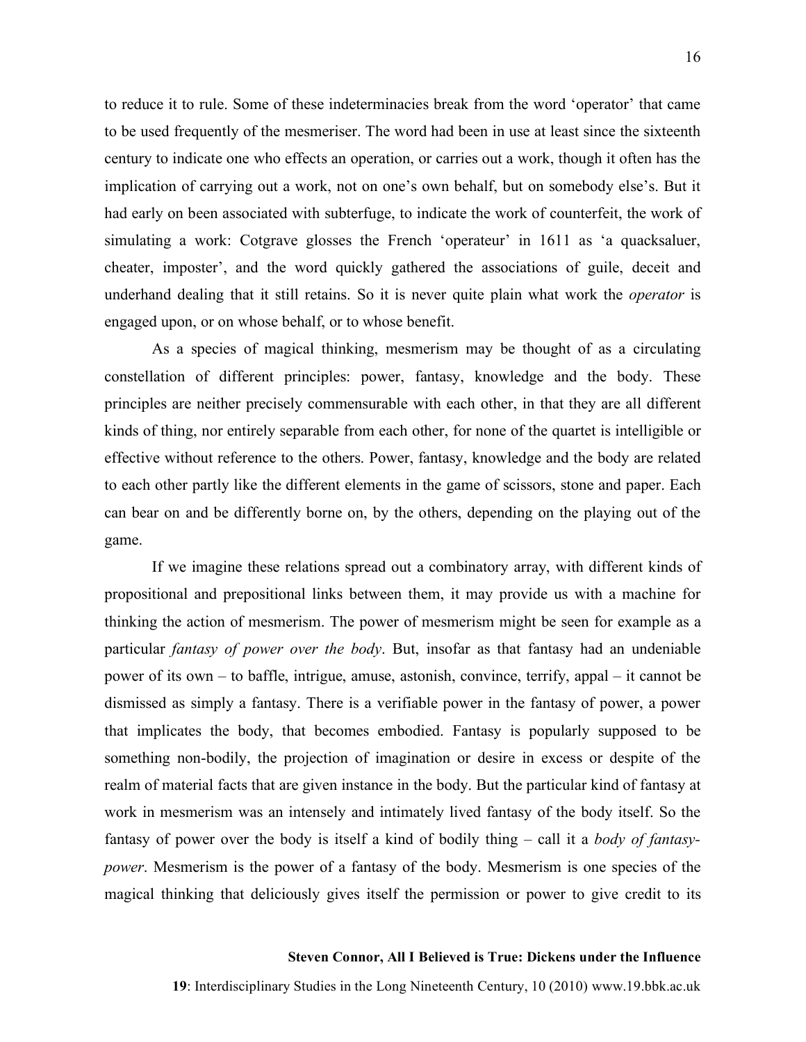to reduce it to rule. Some of these indeterminacies break from the word 'operator' that came to be used frequently of the mesmeriser. The word had been in use at least since the sixteenth century to indicate one who effects an operation, or carries out a work, though it often has the implication of carrying out a work, not on one's own behalf, but on somebody else's. But it had early on been associated with subterfuge, to indicate the work of counterfeit, the work of simulating a work: Cotgrave glosses the French 'operateur' in 1611 as 'a quacksaluer, cheater, imposter', and the word quickly gathered the associations of guile, deceit and underhand dealing that it still retains. So it is never quite plain what work the *operator* is engaged upon, or on whose behalf, or to whose benefit.

As a species of magical thinking, mesmerism may be thought of as a circulating constellation of different principles: power, fantasy, knowledge and the body. These principles are neither precisely commensurable with each other, in that they are all different kinds of thing, nor entirely separable from each other, for none of the quartet is intelligible or effective without reference to the others. Power, fantasy, knowledge and the body are related to each other partly like the different elements in the game of scissors, stone and paper. Each can bear on and be differently borne on, by the others, depending on the playing out of the game.

If we imagine these relations spread out a combinatory array, with different kinds of propositional and prepositional links between them, it may provide us with a machine for thinking the action of mesmerism. The power of mesmerism might be seen for example as a particular *fantasy of power over the body*. But, insofar as that fantasy had an undeniable power of its own – to baffle, intrigue, amuse, astonish, convince, terrify, appal – it cannot be dismissed as simply a fantasy. There is a verifiable power in the fantasy of power, a power that implicates the body, that becomes embodied. Fantasy is popularly supposed to be something non-bodily, the projection of imagination or desire in excess or despite of the realm of material facts that are given instance in the body. But the particular kind of fantasy at work in mesmerism was an intensely and intimately lived fantasy of the body itself. So the fantasy of power over the body is itself a kind of bodily thing – call it a *body of fantasy-power*. Mesmerism is the power of a fantasy of the body. Mesmerism is one species of the magical thinking that deliciously gives itself the permission or power to give credit to its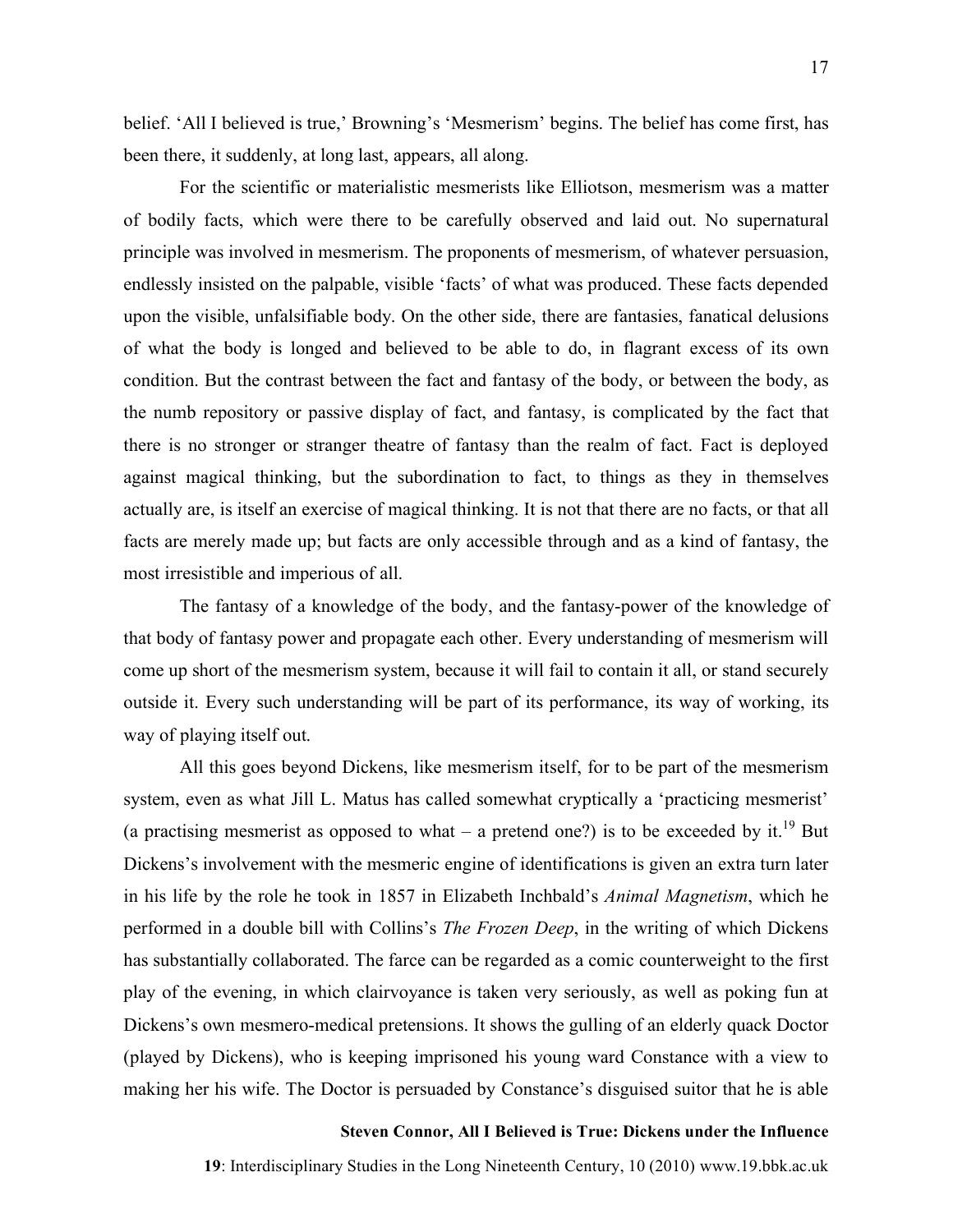belief. 'All I believed is true,' Browning's 'Mesmerism' begins. The belief has come first, has been there, it suddenly, at long last, appears, all along.

For the scientific or materialistic mesmerists like Elliotson, mesmerism was a matter of bodily facts, which were there to be carefully observed and laid out. No supernatural principle was involved in mesmerism. The proponents of mesmerism, of whatever persuasion, endlessly insisted on the palpable, visible 'facts' of what was produced. These facts depended upon the visible, unfalsifiable body. On the other side, there are fantasies, fanatical delusions of what the body is longed and believed to be able to do, in flagrant excess of its own condition. But the contrast between the fact and fantasy of the body, or between the body, as the numb repository or passive display of fact, and fantasy, is complicated by the fact that there is no stronger or stranger theatre of fantasy than the realm of fact. Fact is deployed against magical thinking, but the subordination to fact, to things as they in themselves actually are, is itself an exercise of magical thinking. It is not that there are no facts, or that all facts are merely made up; but facts are only accessible through and as a kind of fantasy, the most irresistible and imperious of all.

The fantasy of a knowledge of the body, and the fantasy-power of the knowledge of that body of fantasy power and propagate each other. Every understanding of mesmerism will come up short of the mesmerism system, because it will fail to contain it all, or stand securely outside it. Every such understanding will be part of its performance, its way of working, its way of playing itself out.

All this goes beyond Dickens, like mesmerism itself, for to be part of the mesmerism system, even as what Jill L. Matus has called somewhat cryptically a 'practicing mesmerist' (a practising mesmerist as opposed to what – a pretend one?) is to be exceeded by it.[19] But Dickens's involvement with the mesmeric engine of identifications is given an extra turn later in his life by the role he took in 1857 in Elizabeth Inchbald's *Animal Magnetism*, which he performed in a double bill with Collins's *The Frozen Deep*, in the writing of which Dickens has substantially collaborated. The farce can be regarded as a comic counterweight to the first play of the evening, in which clairvoyance is taken very seriously, as well as poking fun at Dickens's own mesmero-medical pretensions. It shows the gulling of an elderly quack Doctor (played by Dickens), who is keeping imprisoned his young ward Constance with a view to making her his wife. The Doctor is persuaded by Constance's disguised suitor that he is able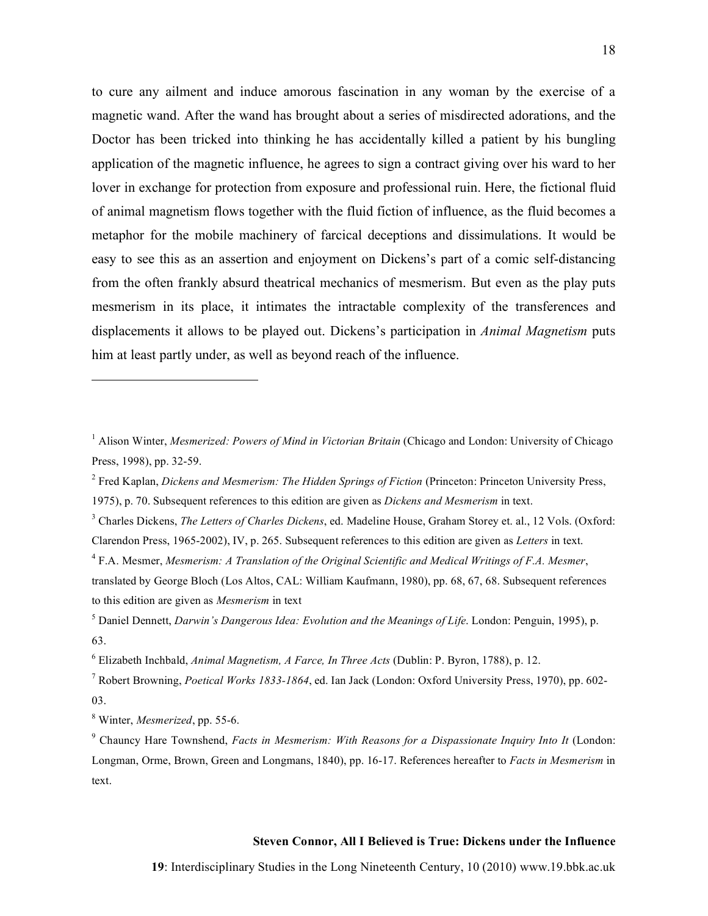to cure any ailment and induce amorous fascination in any woman by the exercise of a magnetic wand. After the wand has brought about a series of misdirected adorations, and the Doctor has been tricked into thinking he has accidentally killed a patient by his bungling application of the magnetic influence, he agrees to sign a contract giving over his ward to her lover in exchange for protection from exposure and professional ruin. Here, the fictional fluid of animal magnetism flows together with the fluid fiction of influence, as the fluid becomes a metaphor for the mobile machinery of farcical deceptions and dissimulations. It would be easy to see this as an assertion and enjoyment on Dickens's part of a comic self-distancing from the often frankly absurd theatrical mechanics of mesmerism. But even as the play puts mesmerism in its place, it intimates the intractable complexity of the transferences and displacements it allows to be played out. Dickens's participation in *Animal Magnetism* puts him at least partly under, as well as beyond reach of the influence.

---

[1] Alison Winter, *Mesmerized: Powers of Mind in Victorian Britain* (Chicago and London: University of Chicago Press, 1998), pp. 32-59.

[2] Fred Kaplan, *Dickens and Mesmerism: The Hidden Springs of Fiction* (Princeton: Princeton University Press, 1975), p. 70. Subsequent references to this edition are given as *Dickens and Mesmerism* in text.

[3] Charles Dickens, *The Letters of Charles Dickens*, ed. Madeline House, Graham Storey et. al., 12 Vols. (Oxford: Clarendon Press, 1965-2002), IV, p. 265. Subsequent references to this edition are given as *Letters* in text.

[4] F.A. Mesmer, *Mesmerism: A Translation of the Original Scientific and Medical Writings of F.A. Mesmer*, translated by George Bloch (Los Altos, CAL: William Kaufmann, 1980), pp. 68, 67, 68. Subsequent references to this edition are given as *Mesmerism* in text

[5] Daniel Dennett, *Darwin's Dangerous Idea: Evolution and the Meanings of Life*. London: Penguin, 1995), p. 63.

[6] Elizabeth Inchbald, *Animal Magnetism, A Farce, In Three Acts* (Dublin: P. Byron, 1788), p. 12.

[7] Robert Browning, *Poetical Works 1833-1864*, ed. Ian Jack (London: Oxford University Press, 1970), pp. 602-03.

[8] Winter, *Mesmerized*, pp. 55-6.

[9] Chauncy Hare Townshend, *Facts in Mesmerism: With Reasons for a Dispassionate Inquiry Into It* (London: Longman, Orme, Brown, Green and Longmans, 1840), pp. 16-17. References hereafter to *Facts in Mesmerism* in text.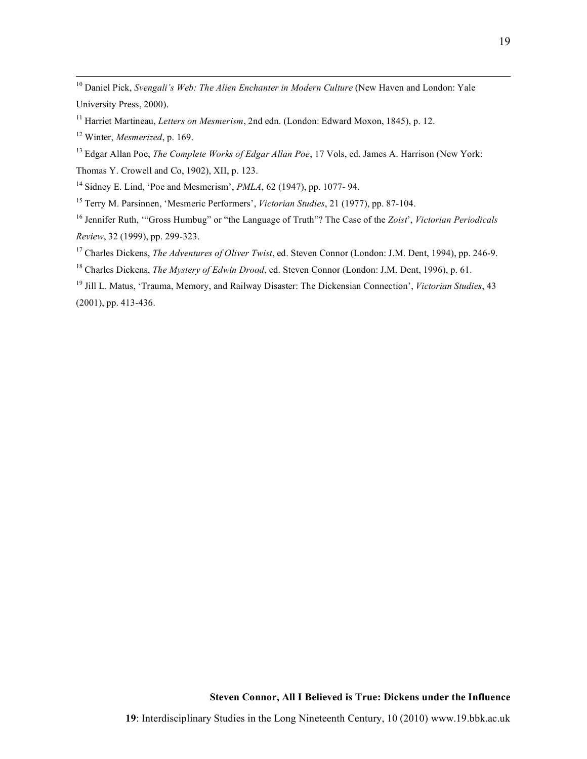[10] Daniel Pick, *Svengali's Web: The Alien Enchanter in Modern Culture* (New Haven and London: Yale University Press, 2000).

[11] Harriet Martineau, *Letters on Mesmerism*, 2nd edn. (London: Edward Moxon, 1845), p. 12.

[12] Winter, *Mesmerized*, p. 169.

[13] Edgar Allan Poe, *The Complete Works of Edgar Allan Poe*, 17 Vols, ed. James A. Harrison (New York: Thomas Y. Crowell and Co, 1902), XII, p. 123.

[14] Sidney E. Lind, 'Poe and Mesmerism', *PMLA*, 62 (1947), pp. 1077- 94.

[15] Terry M. Parsinnen, 'Mesmeric Performers', *Victorian Studies*, 21 (1977), pp. 87-104.

[16] Jennifer Ruth, '"Gross Humbug" or "the Language of Truth"? The Case of the *Zoist*', *Victorian Periodicals Review*, 32 (1999), pp. 299-323.

[17] Charles Dickens, *The Adventures of Oliver Twist*, ed. Steven Connor (London: J.M. Dent, 1994), pp. 246-9.

[18] Charles Dickens, *The Mystery of Edwin Drood*, ed. Steven Connor (London: J.M. Dent, 1996), p. 61.

[19] Jill L. Matus, 'Trauma, Memory, and Railway Disaster: The Dickensian Connection', *Victorian Studies*, 43 (2001), pp. 413-436.